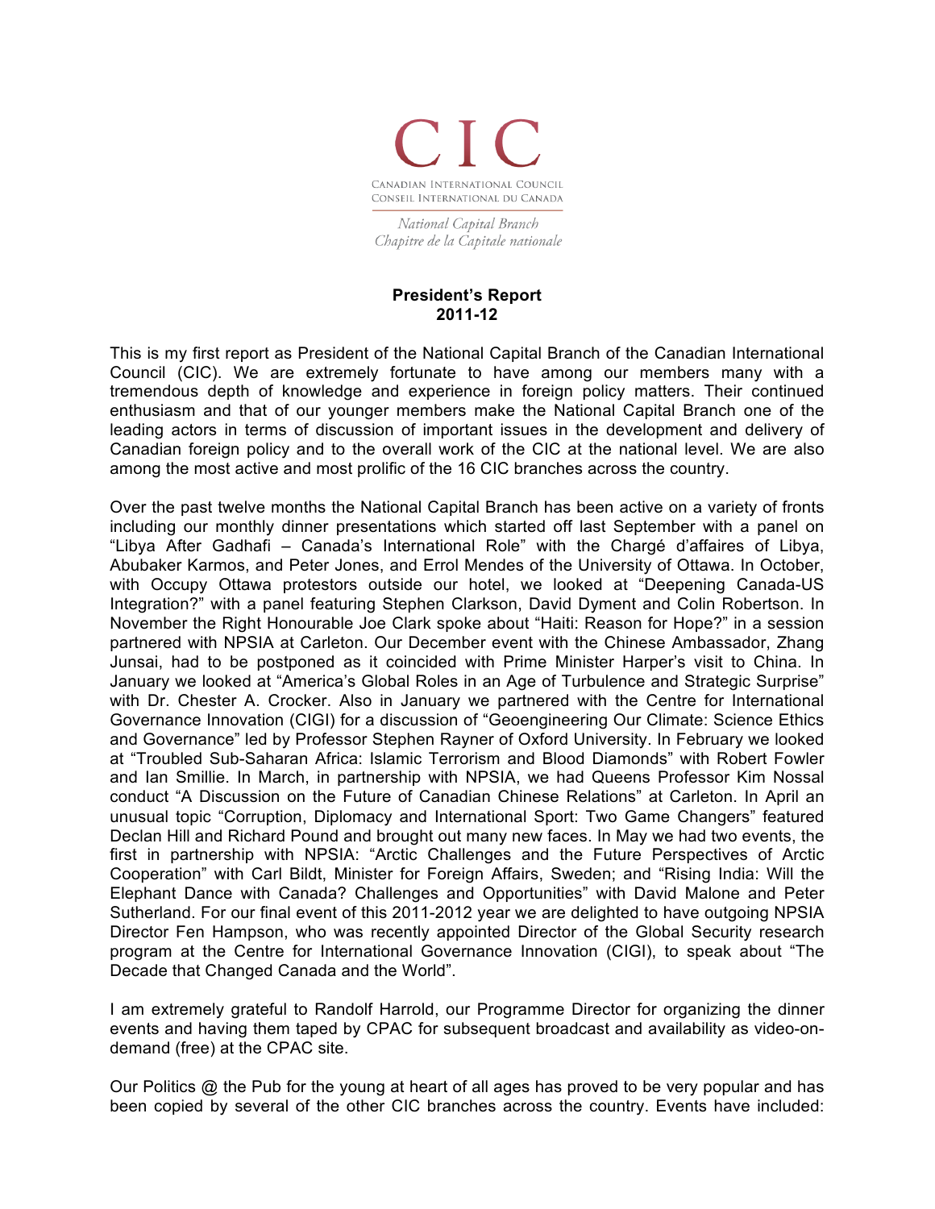CIC

CANADIAN INTERNATIONAL COUNCIL
CONSEIL INTERNATIONAL DU CANADA

*National Capital Branch*
*Chapitre de la Capitale nationale*

**President's Report**
**2011-12**

This is my first report as President of the National Capital Branch of the Canadian International Council (CIC). We are extremely fortunate to have among our members many with a tremendous depth of knowledge and experience in foreign policy matters. Their continued enthusiasm and that of our younger members make the National Capital Branch one of the leading actors in terms of discussion of important issues in the development and delivery of Canadian foreign policy and to the overall work of the CIC at the national level. We are also among the most active and most prolific of the 16 CIC branches across the country.

Over the past twelve months the National Capital Branch has been active on a variety of fronts including our monthly dinner presentations which started off last September with a panel on "Libya After Gadhafi – Canada's International Role" with the Chargé d'affaires of Libya, Abubaker Karmos, and Peter Jones, and Errol Mendes of the University of Ottawa. In October, with Occupy Ottawa protestors outside our hotel, we looked at "Deepening Canada-US Integration?" with a panel featuring Stephen Clarkson, David Dyment and Colin Robertson. In November the Right Honourable Joe Clark spoke about "Haiti: Reason for Hope?" in a session partnered with NPSIA at Carleton. Our December event with the Chinese Ambassador, Zhang Junsai, had to be postponed as it coincided with Prime Minister Harper's visit to China. In January we looked at "America's Global Roles in an Age of Turbulence and Strategic Surprise" with Dr. Chester A. Crocker. Also in January we partnered with the Centre for International Governance Innovation (CIGI) for a discussion of "Geoengineering Our Climate: Science Ethics and Governance" led by Professor Stephen Rayner of Oxford University. In February we looked at "Troubled Sub-Saharan Africa: Islamic Terrorism and Blood Diamonds" with Robert Fowler and Ian Smillie. In March, in partnership with NPSIA, we had Queens Professor Kim Nossal conduct "A Discussion on the Future of Canadian Chinese Relations" at Carleton. In April an unusual topic "Corruption, Diplomacy and International Sport: Two Game Changers" featured Declan Hill and Richard Pound and brought out many new faces. In May we had two events, the first in partnership with NPSIA: "Arctic Challenges and the Future Perspectives of Arctic Cooperation" with Carl Bildt, Minister for Foreign Affairs, Sweden; and "Rising India: Will the Elephant Dance with Canada? Challenges and Opportunities" with David Malone and Peter Sutherland. For our final event of this 2011-2012 year we are delighted to have outgoing NPSIA Director Fen Hampson, who was recently appointed Director of the Global Security research program at the Centre for International Governance Innovation (CIGI), to speak about "The Decade that Changed Canada and the World".

I am extremely grateful to Randolf Harrold, our Programme Director for organizing the dinner events and having them taped by CPAC for subsequent broadcast and availability as video-on-demand (free) at the CPAC site.

Our Politics @ the Pub for the young at heart of all ages has proved to be very popular and has been copied by several of the other CIC branches across the country. Events have included: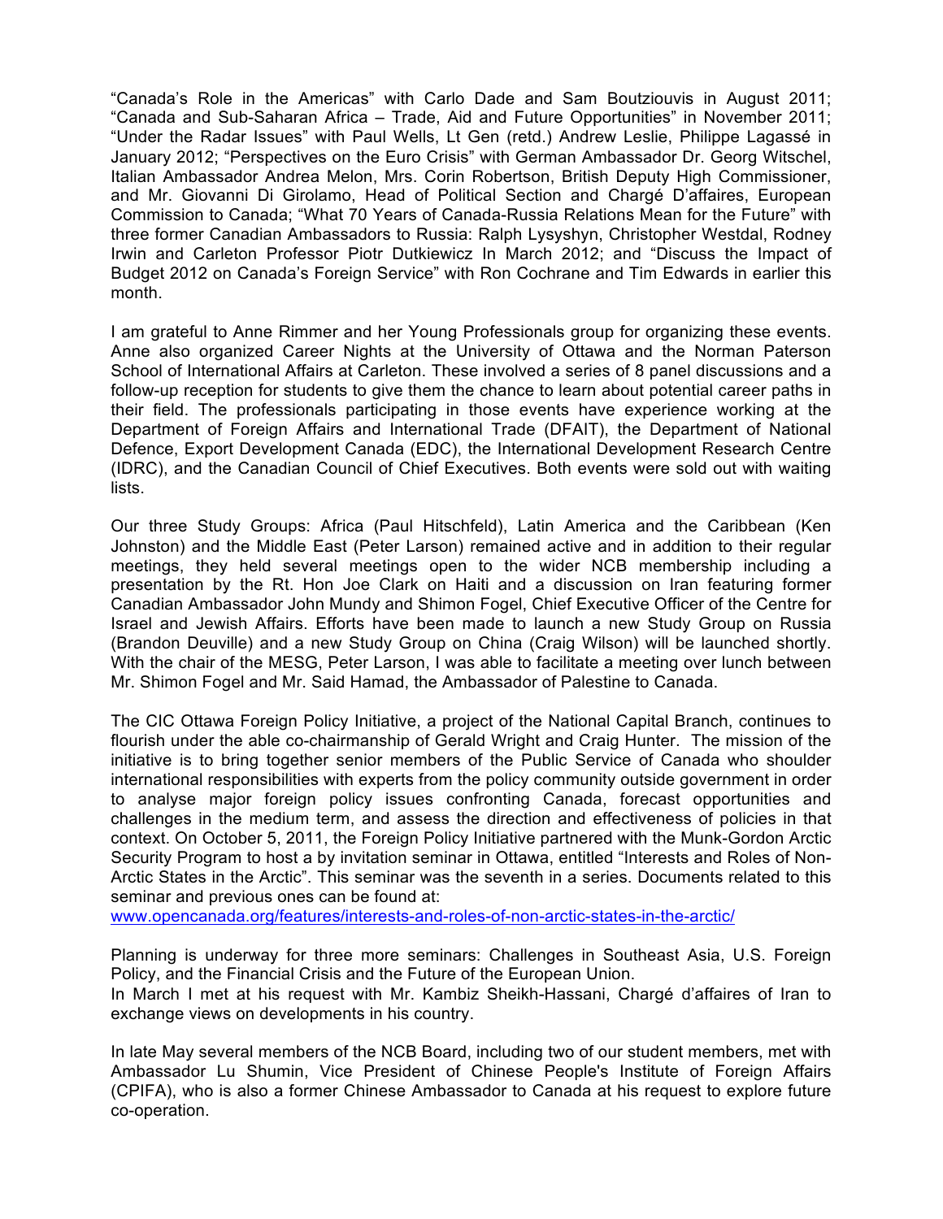"Canada's Role in the Americas" with Carlo Dade and Sam Boutziouvis in August 2011; "Canada and Sub-Saharan Africa – Trade, Aid and Future Opportunities" in November 2011; "Under the Radar Issues" with Paul Wells, Lt Gen (retd.) Andrew Leslie, Philippe Lagassé in January 2012; "Perspectives on the Euro Crisis" with German Ambassador Dr. Georg Witschel, Italian Ambassador Andrea Melon, Mrs. Corin Robertson, British Deputy High Commissioner, and Mr. Giovanni Di Girolamo, Head of Political Section and Chargé D'affaires, European Commission to Canada; "What 70 Years of Canada-Russia Relations Mean for the Future" with three former Canadian Ambassadors to Russia: Ralph Lysyshyn, Christopher Westdal, Rodney Irwin and Carleton Professor Piotr Dutkiewicz In March 2012; and "Discuss the Impact of Budget 2012 on Canada's Foreign Service" with Ron Cochrane and Tim Edwards in earlier this month.

I am grateful to Anne Rimmer and her Young Professionals group for organizing these events. Anne also organized Career Nights at the University of Ottawa and the Norman Paterson School of International Affairs at Carleton. These involved a series of 8 panel discussions and a follow-up reception for students to give them the chance to learn about potential career paths in their field. The professionals participating in those events have experience working at the Department of Foreign Affairs and International Trade (DFAIT), the Department of National Defence, Export Development Canada (EDC), the International Development Research Centre (IDRC), and the Canadian Council of Chief Executives. Both events were sold out with waiting lists.

Our three Study Groups: Africa (Paul Hitschfeld), Latin America and the Caribbean (Ken Johnston) and the Middle East (Peter Larson) remained active and in addition to their regular meetings, they held several meetings open to the wider NCB membership including a presentation by the Rt. Hon Joe Clark on Haiti and a discussion on Iran featuring former Canadian Ambassador John Mundy and Shimon Fogel, Chief Executive Officer of the Centre for Israel and Jewish Affairs. Efforts have been made to launch a new Study Group on Russia (Brandon Deuville) and a new Study Group on China (Craig Wilson) will be launched shortly. With the chair of the MESG, Peter Larson, I was able to facilitate a meeting over lunch between Mr. Shimon Fogel and Mr. Said Hamad, the Ambassador of Palestine to Canada.

The CIC Ottawa Foreign Policy Initiative, a project of the National Capital Branch, continues to flourish under the able co-chairmanship of Gerald Wright and Craig Hunter. The mission of the initiative is to bring together senior members of the Public Service of Canada who shoulder international responsibilities with experts from the policy community outside government in order to analyse major foreign policy issues confronting Canada, forecast opportunities and challenges in the medium term, and assess the direction and effectiveness of policies in that context. On October 5, 2011, the Foreign Policy Initiative partnered with the Munk-Gordon Arctic Security Program to host a by invitation seminar in Ottawa, entitled "Interests and Roles of Non-Arctic States in the Arctic". This seminar was the seventh in a series. Documents related to this seminar and previous ones can be found at:
www.opencanada.org/features/interests-and-roles-of-non-arctic-states-in-the-arctic/

Planning is underway for three more seminars: Challenges in Southeast Asia, U.S. Foreign Policy, and the Financial Crisis and the Future of the European Union.
In March I met at his request with Mr. Kambiz Sheikh-Hassani, Chargé d'affaires of Iran to exchange views on developments in his country.

In late May several members of the NCB Board, including two of our student members, met with Ambassador Lu Shumin, Vice President of Chinese People's Institute of Foreign Affairs (CPIFA), who is also a former Chinese Ambassador to Canada at his request to explore future co-operation.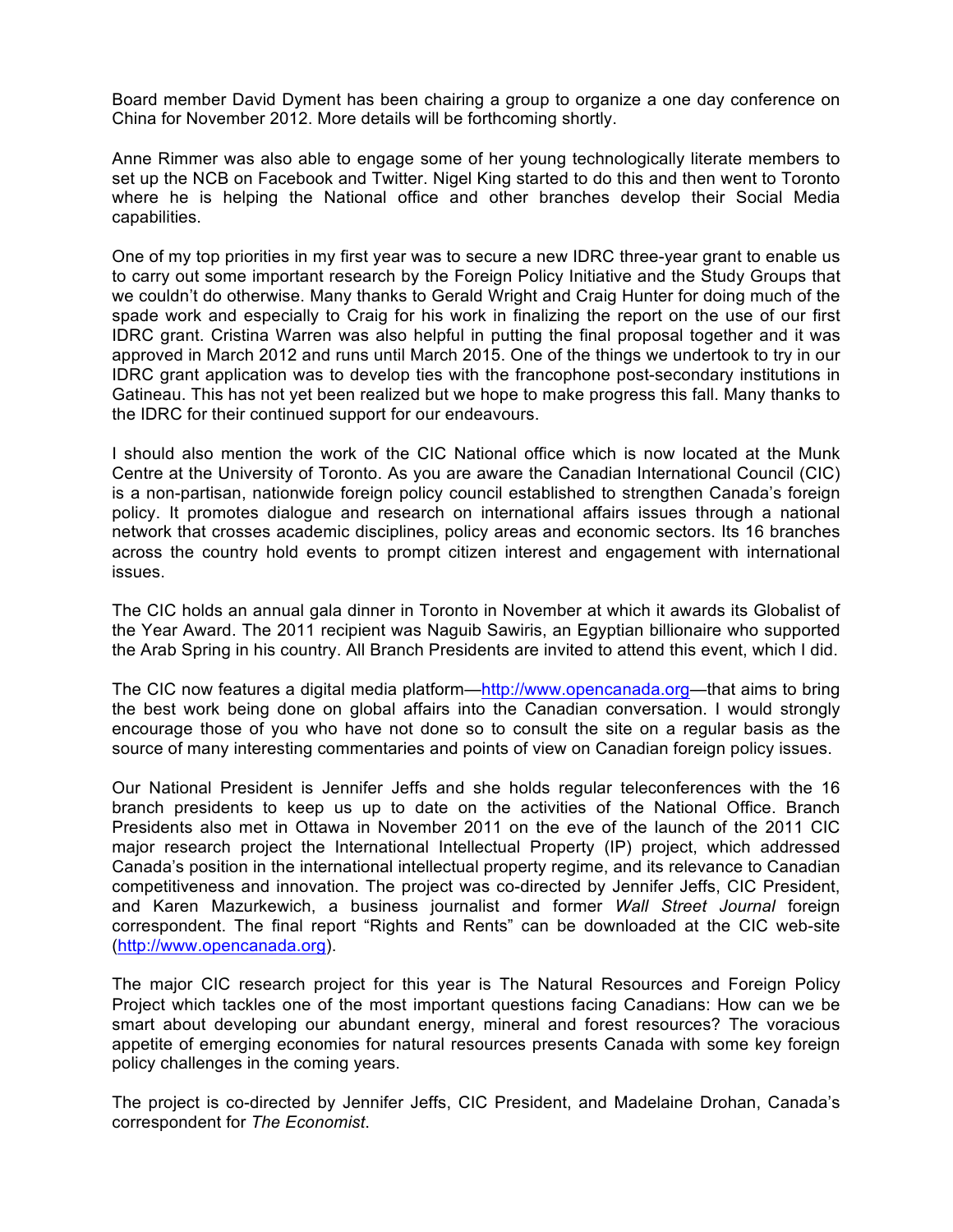Board member David Dyment has been chairing a group to organize a one day conference on China for November 2012. More details will be forthcoming shortly.

Anne Rimmer was also able to engage some of her young technologically literate members to set up the NCB on Facebook and Twitter. Nigel King started to do this and then went to Toronto where he is helping the National office and other branches develop their Social Media capabilities.

One of my top priorities in my first year was to secure a new IDRC three-year grant to enable us to carry out some important research by the Foreign Policy Initiative and the Study Groups that we couldn't do otherwise. Many thanks to Gerald Wright and Craig Hunter for doing much of the spade work and especially to Craig for his work in finalizing the report on the use of our first IDRC grant. Cristina Warren was also helpful in putting the final proposal together and it was approved in March 2012 and runs until March 2015. One of the things we undertook to try in our IDRC grant application was to develop ties with the francophone post-secondary institutions in Gatineau. This has not yet been realized but we hope to make progress this fall. Many thanks to the IDRC for their continued support for our endeavours.

I should also mention the work of the CIC National office which is now located at the Munk Centre at the University of Toronto. As you are aware the Canadian International Council (CIC) is a non-partisan, nationwide foreign policy council established to strengthen Canada's foreign policy. It promotes dialogue and research on international affairs issues through a national network that crosses academic disciplines, policy areas and economic sectors. Its 16 branches across the country hold events to prompt citizen interest and engagement with international issues.

The CIC holds an annual gala dinner in Toronto in November at which it awards its Globalist of the Year Award. The 2011 recipient was Naguib Sawiris, an Egyptian billionaire who supported the Arab Spring in his country. All Branch Presidents are invited to attend this event, which I did.

The CIC now features a digital media platform—http://www.opencanada.org—that aims to bring the best work being done on global affairs into the Canadian conversation. I would strongly encourage those of you who have not done so to consult the site on a regular basis as the source of many interesting commentaries and points of view on Canadian foreign policy issues.

Our National President is Jennifer Jeffs and she holds regular teleconferences with the 16 branch presidents to keep us up to date on the activities of the National Office. Branch Presidents also met in Ottawa in November 2011 on the eve of the launch of the 2011 CIC major research project the International Intellectual Property (IP) project, which addressed Canada's position in the international intellectual property regime, and its relevance to Canadian competitiveness and innovation. The project was co-directed by Jennifer Jeffs, CIC President, and Karen Mazurkewich, a business journalist and former *Wall Street Journal* foreign correspondent. The final report "Rights and Rents" can be downloaded at the CIC web-site (http://www.opencanada.org).

The major CIC research project for this year is The Natural Resources and Foreign Policy Project which tackles one of the most important questions facing Canadians: How can we be smart about developing our abundant energy, mineral and forest resources? The voracious appetite of emerging economies for natural resources presents Canada with some key foreign policy challenges in the coming years.

The project is co-directed by Jennifer Jeffs, CIC President, and Madelaine Drohan, Canada's correspondent for *The Economist*.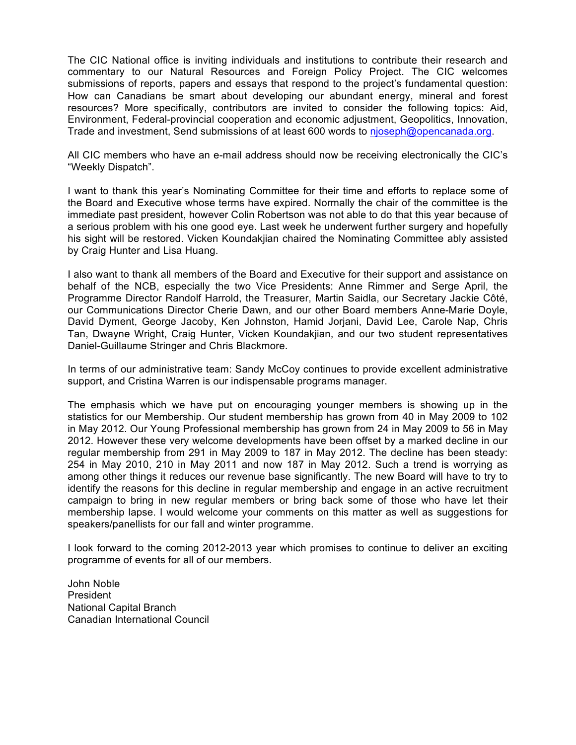The CIC National office is inviting individuals and institutions to contribute their research and commentary to our Natural Resources and Foreign Policy Project. The CIC welcomes submissions of reports, papers and essays that respond to the project's fundamental question: How can Canadians be smart about developing our abundant energy, mineral and forest resources? More specifically, contributors are invited to consider the following topics: Aid, Environment, Federal-provincial cooperation and economic adjustment, Geopolitics, Innovation, Trade and investment, Send submissions of at least 600 words to njoseph@opencanada.org.

All CIC members who have an e-mail address should now be receiving electronically the CIC's "Weekly Dispatch".

I want to thank this year's Nominating Committee for their time and efforts to replace some of the Board and Executive whose terms have expired. Normally the chair of the committee is the immediate past president, however Colin Robertson was not able to do that this year because of a serious problem with his one good eye. Last week he underwent further surgery and hopefully his sight will be restored. Vicken Koundakjian chaired the Nominating Committee ably assisted by Craig Hunter and Lisa Huang.

I also want to thank all members of the Board and Executive for their support and assistance on behalf of the NCB, especially the two Vice Presidents: Anne Rimmer and Serge April, the Programme Director Randolf Harrold, the Treasurer, Martin Saidla, our Secretary Jackie Côté, our Communications Director Cherie Dawn, and our other Board members Anne-Marie Doyle, David Dyment, George Jacoby, Ken Johnston, Hamid Jorjani, David Lee, Carole Nap, Chris Tan, Dwayne Wright, Craig Hunter, Vicken Koundakjian, and our two student representatives Daniel-Guillaume Stringer and Chris Blackmore.

In terms of our administrative team: Sandy McCoy continues to provide excellent administrative support, and Cristina Warren is our indispensable programs manager.

The emphasis which we have put on encouraging younger members is showing up in the statistics for our Membership. Our student membership has grown from 40 in May 2009 to 102 in May 2012. Our Young Professional membership has grown from 24 in May 2009 to 56 in May 2012. However these very welcome developments have been offset by a marked decline in our regular membership from 291 in May 2009 to 187 in May 2012. The decline has been steady: 254 in May 2010, 210 in May 2011 and now 187 in May 2012. Such a trend is worrying as among other things it reduces our revenue base significantly. The new Board will have to try to identify the reasons for this decline in regular membership and engage in an active recruitment campaign to bring in new regular members or bring back some of those who have let their membership lapse. I would welcome your comments on this matter as well as suggestions for speakers/panellists for our fall and winter programme.

I look forward to the coming 2012-2013 year which promises to continue to deliver an exciting programme of events for all of our members.

John Noble  
President  
National Capital Branch  
Canadian International Council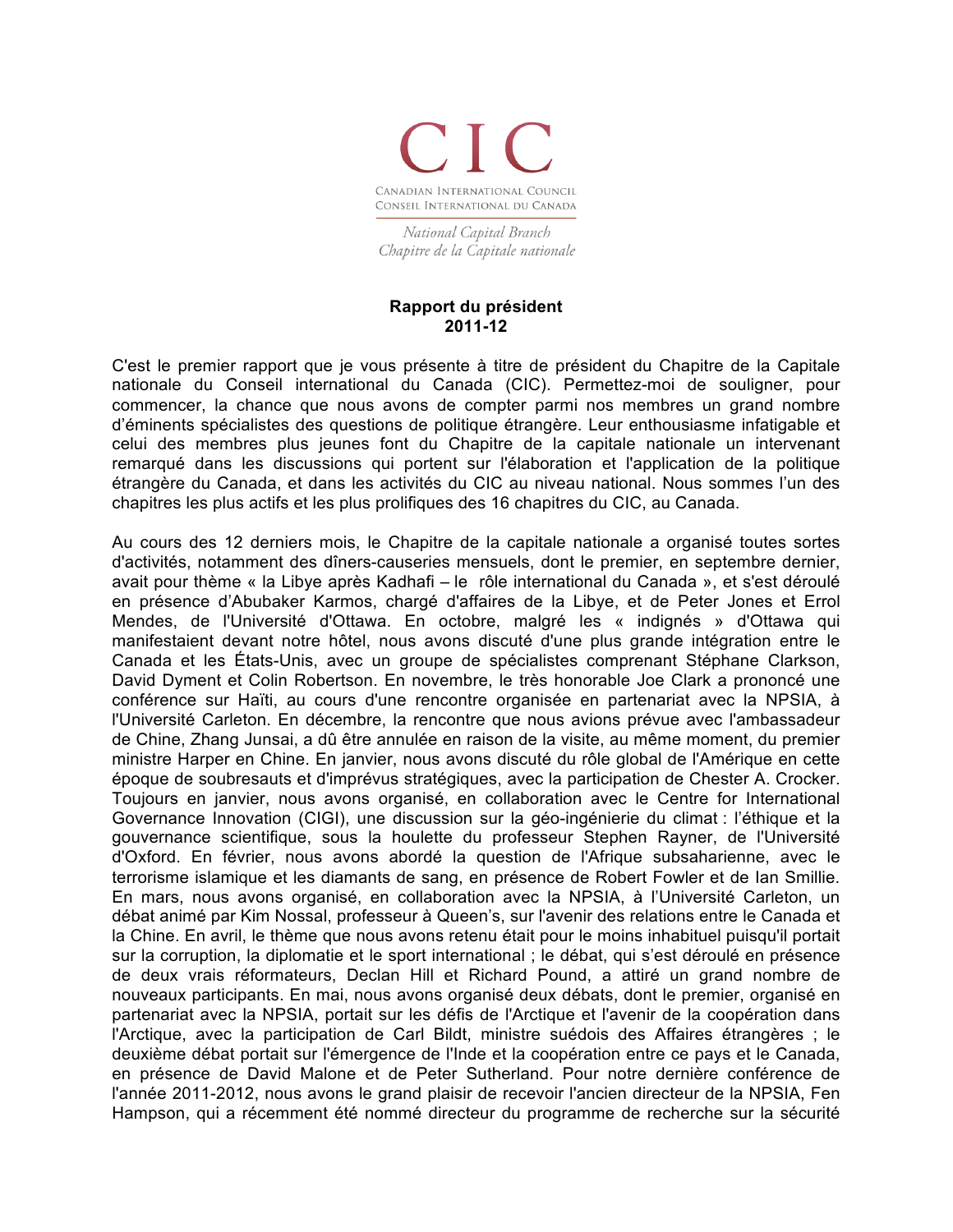CIC

CANADIAN INTERNATIONAL COUNCIL
CONSEIL INTERNATIONAL DU CANADA

*National Capital Branch*
*Chapitre de la Capitale nationale*

**Rapport du président**
**2011-12**

C'est le premier rapport que je vous présente à titre de président du Chapitre de la Capitale nationale du Conseil international du Canada (CIC). Permettez-moi de souligner, pour commencer, la chance que nous avons de compter parmi nos membres un grand nombre d'éminents spécialistes des questions de politique étrangère. Leur enthousiasme infatigable et celui des membres plus jeunes font du Chapitre de la capitale nationale un intervenant remarqué dans les discussions qui portent sur l'élaboration et l'application de la politique étrangère du Canada, et dans les activités du CIC au niveau national. Nous sommes l'un des chapitres les plus actifs et les plus prolifiques des 16 chapitres du CIC, au Canada.

Au cours des 12 derniers mois, le Chapitre de la capitale nationale a organisé toutes sortes d'activités, notamment des dîners-causeries mensuels, dont le premier, en septembre dernier, avait pour thème « la Libye après Kadhafi – le rôle international du Canada », et s'est déroulé en présence d'Abubaker Karmos, chargé d'affaires de la Libye, et de Peter Jones et Errol Mendes, de l'Université d'Ottawa. En octobre, malgré les « indignés » d'Ottawa qui manifestaient devant notre hôtel, nous avons discuté d'une plus grande intégration entre le Canada et les États-Unis, avec un groupe de spécialistes comprenant Stéphane Clarkson, David Dyment et Colin Robertson. En novembre, le très honorable Joe Clark a prononcé une conférence sur Haïti, au cours d'une rencontre organisée en partenariat avec la NPSIA, à l'Université Carleton. En décembre, la rencontre que nous avions prévue avec l'ambassadeur de Chine, Zhang Junsai, a dû être annulée en raison de la visite, au même moment, du premier ministre Harper en Chine. En janvier, nous avons discuté du rôle global de l'Amérique en cette époque de soubresauts et d'imprévus stratégiques, avec la participation de Chester A. Crocker. Toujours en janvier, nous avons organisé, en collaboration avec le Centre for International Governance Innovation (CIGI), une discussion sur la géo-ingénierie du climat : l'éthique et la gouvernance scientifique, sous la houlette du professeur Stephen Rayner, de l'Université d'Oxford. En février, nous avons abordé la question de l'Afrique subsaharienne, avec le terrorisme islamique et les diamants de sang, en présence de Robert Fowler et de Ian Smillie. En mars, nous avons organisé, en collaboration avec la NPSIA, à l'Université Carleton, un débat animé par Kim Nossal, professeur à Queen's, sur l'avenir des relations entre le Canada et la Chine. En avril, le thème que nous avons retenu était pour le moins inhabituel puisqu'il portait sur la corruption, la diplomatie et le sport international ; le débat, qui s'est déroulé en présence de deux vrais réformateurs, Declan Hill et Richard Pound, a attiré un grand nombre de nouveaux participants. En mai, nous avons organisé deux débats, dont le premier, organisé en partenariat avec la NPSIA, portait sur les défis de l'Arctique et l'avenir de la coopération dans l'Arctique, avec la participation de Carl Bildt, ministre suédois des Affaires étrangères ; le deuxième débat portait sur l'émergence de l'Inde et la coopération entre ce pays et le Canada, en présence de David Malone et de Peter Sutherland. Pour notre dernière conférence de l'année 2011-2012, nous avons le grand plaisir de recevoir l'ancien directeur de la NPSIA, Fen Hampson, qui a récemment été nommé directeur du programme de recherche sur la sécurité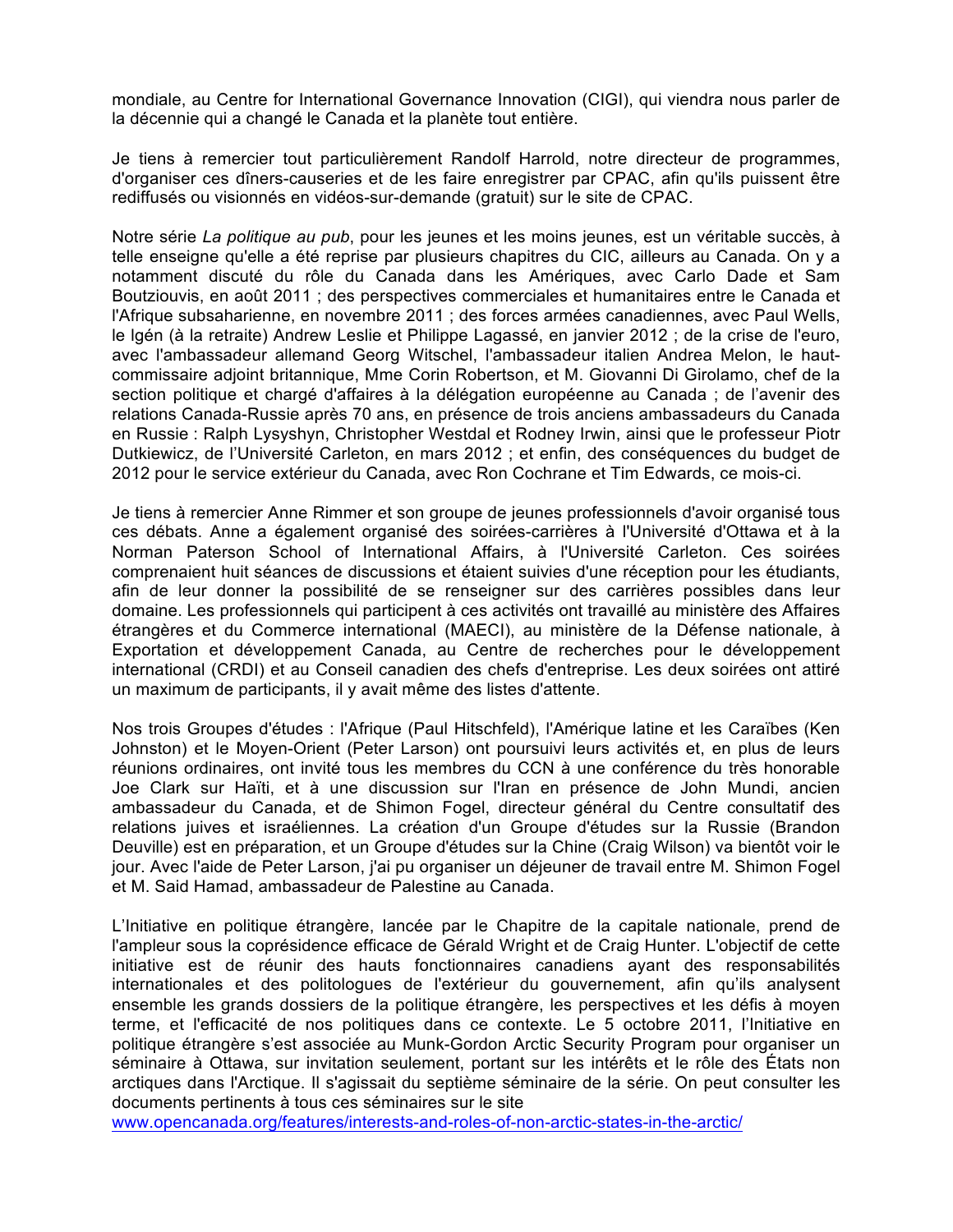mondiale, au Centre for International Governance Innovation (CIGI), qui viendra nous parler de la décennie qui a changé le Canada et la planète tout entière.

Je tiens à remercier tout particulièrement Randolf Harrold, notre directeur de programmes, d'organiser ces dîners-causeries et de les faire enregistrer par CPAC, afin qu'ils puissent être rediffusés ou visionnés en vidéos-sur-demande (gratuit) sur le site de CPAC.

Notre série *La politique au pub*, pour les jeunes et les moins jeunes, est un véritable succès, à telle enseigne qu'elle a été reprise par plusieurs chapitres du CIC, ailleurs au Canada. On y a notamment discuté du rôle du Canada dans les Amériques, avec Carlo Dade et Sam Boutziouvis, en août 2011 ; des perspectives commerciales et humanitaires entre le Canada et l'Afrique subsaharienne, en novembre 2011 ; des forces armées canadiennes, avec Paul Wells, le lgén (à la retraite) Andrew Leslie et Philippe Lagassé, en janvier 2012 ; de la crise de l'euro, avec l'ambassadeur allemand Georg Witschel, l'ambassadeur italien Andrea Melon, le haut-commissaire adjoint britannique, Mme Corin Robertson, et M. Giovanni Di Girolamo, chef de la section politique et chargé d'affaires à la délégation européenne au Canada ; de l'avenir des relations Canada-Russie après 70 ans, en présence de trois anciens ambassadeurs du Canada en Russie : Ralph Lysyshyn, Christopher Westdal et Rodney Irwin, ainsi que le professeur Piotr Dutkiewicz, de l'Université Carleton, en mars 2012 ; et enfin, des conséquences du budget de 2012 pour le service extérieur du Canada, avec Ron Cochrane et Tim Edwards, ce mois-ci.

Je tiens à remercier Anne Rimmer et son groupe de jeunes professionnels d'avoir organisé tous ces débats. Anne a également organisé des soirées-carrières à l'Université d'Ottawa et à la Norman Paterson School of International Affairs, à l'Université Carleton. Ces soirées comprenaient huit séances de discussions et étaient suivies d'une réception pour les étudiants, afin de leur donner la possibilité de se renseigner sur des carrières possibles dans leur domaine. Les professionnels qui participent à ces activités ont travaillé au ministère des Affaires étrangères et du Commerce international (MAECI), au ministère de la Défense nationale, à Exportation et développement Canada, au Centre de recherches pour le développement international (CRDI) et au Conseil canadien des chefs d'entreprise. Les deux soirées ont attiré un maximum de participants, il y avait même des listes d'attente.

Nos trois Groupes d'études : l'Afrique (Paul Hitschfeld), l'Amérique latine et les Caraïbes (Ken Johnston) et le Moyen-Orient (Peter Larson) ont poursuivi leurs activités et, en plus de leurs réunions ordinaires, ont invité tous les membres du CCN à une conférence du très honorable Joe Clark sur Haïti, et à une discussion sur l'Iran en présence de John Mundi, ancien ambassadeur du Canada, et de Shimon Fogel, directeur général du Centre consultatif des relations juives et israéliennes. La création d'un Groupe d'études sur la Russie (Brandon Deuville) est en préparation, et un Groupe d'études sur la Chine (Craig Wilson) va bientôt voir le jour. Avec l'aide de Peter Larson, j'ai pu organiser un déjeuner de travail entre M. Shimon Fogel et M. Said Hamad, ambassadeur de Palestine au Canada.

L'Initiative en politique étrangère, lancée par le Chapitre de la capitale nationale, prend de l'ampleur sous la coprésidence efficace de Gérald Wright et de Craig Hunter. L'objectif de cette initiative est de réunir des hauts fonctionnaires canadiens ayant des responsabilités internationales et des politologues de l'extérieur du gouvernement, afin qu'ils analysent ensemble les grands dossiers de la politique étrangère, les perspectives et les défis à moyen terme, et l'efficacité de nos politiques dans ce contexte. Le 5 octobre 2011, l'Initiative en politique étrangère s'est associée au Munk-Gordon Arctic Security Program pour organiser un séminaire à Ottawa, sur invitation seulement, portant sur les intérêts et le rôle des États non arctiques dans l'Arctique. Il s'agissait du septième séminaire de la série. On peut consulter les documents pertinents à tous ces séminaires sur le site [www.opencanada.org/features/interests-and-roles-of-non-arctic-states-in-the-arctic/](www.opencanada.org/features/interests-and-roles-of-non-arctic-states-in-the-arctic/)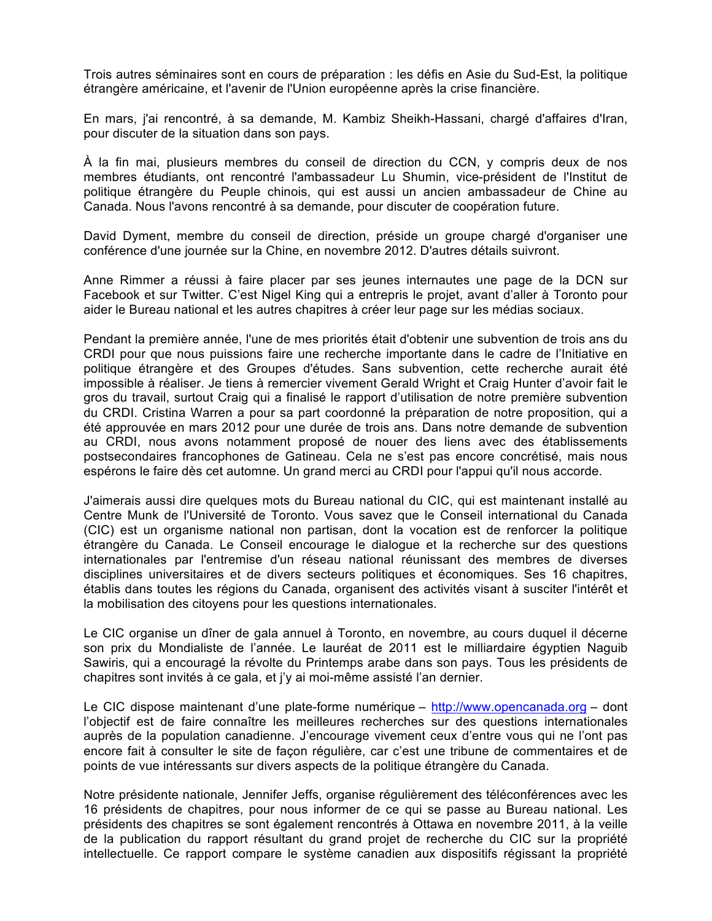Trois autres séminaires sont en cours de préparation : les défis en Asie du Sud-Est, la politique étrangère américaine, et l'avenir de l'Union européenne après la crise financière.

En mars, j'ai rencontré, à sa demande, M. Kambiz Sheikh-Hassani, chargé d'affaires d'Iran, pour discuter de la situation dans son pays.

À la fin mai, plusieurs membres du conseil de direction du CCN, y compris deux de nos membres étudiants, ont rencontré l'ambassadeur Lu Shumin, vice-président de l'Institut de politique étrangère du Peuple chinois, qui est aussi un ancien ambassadeur de Chine au Canada. Nous l'avons rencontré à sa demande, pour discuter de coopération future.

David Dyment, membre du conseil de direction, préside un groupe chargé d'organiser une conférence d'une journée sur la Chine, en novembre 2012. D'autres détails suivront.

Anne Rimmer a réussi à faire placer par ses jeunes internautes une page de la DCN sur Facebook et sur Twitter. C'est Nigel King qui a entrepris le projet, avant d'aller à Toronto pour aider le Bureau national et les autres chapitres à créer leur page sur les médias sociaux.

Pendant la première année, l'une de mes priorités était d'obtenir une subvention de trois ans du CRDI pour que nous puissions faire une recherche importante dans le cadre de l'Initiative en politique étrangère et des Groupes d'études. Sans subvention, cette recherche aurait été impossible à réaliser. Je tiens à remercier vivement Gerald Wright et Craig Hunter d'avoir fait le gros du travail, surtout Craig qui a finalisé le rapport d'utilisation de notre première subvention du CRDI. Cristina Warren a pour sa part coordonné la préparation de notre proposition, qui a été approuvée en mars 2012 pour une durée de trois ans. Dans notre demande de subvention au CRDI, nous avons notamment proposé de nouer des liens avec des établissements postsecondaires francophones de Gatineau. Cela ne s'est pas encore concrétisé, mais nous espérons le faire dès cet automne. Un grand merci au CRDI pour l'appui qu'il nous accorde.

J'aimerais aussi dire quelques mots du Bureau national du CIC, qui est maintenant installé au Centre Munk de l'Université de Toronto. Vous savez que le Conseil international du Canada (CIC) est un organisme national non partisan, dont la vocation est de renforcer la politique étrangère du Canada. Le Conseil encourage le dialogue et la recherche sur des questions internationales par l'entremise d'un réseau national réunissant des membres de diverses disciplines universitaires et de divers secteurs politiques et économiques. Ses 16 chapitres, établis dans toutes les régions du Canada, organisent des activités visant à susciter l'intérêt et la mobilisation des citoyens pour les questions internationales.

Le CIC organise un dîner de gala annuel à Toronto, en novembre, au cours duquel il décerne son prix du Mondialiste de l'année. Le lauréat de 2011 est le milliardaire égyptien Naguib Sawiris, qui a encouragé la révolte du Printemps arabe dans son pays. Tous les présidents de chapitres sont invités à ce gala, et j'y ai moi-même assisté l'an dernier.

Le CIC dispose maintenant d'une plate-forme numérique – http://www.opencanada.org – dont l'objectif est de faire connaître les meilleures recherches sur des questions internationales auprès de la population canadienne. J'encourage vivement ceux d'entre vous qui ne l'ont pas encore fait à consulter le site de façon régulière, car c'est une tribune de commentaires et de points de vue intéressants sur divers aspects de la politique étrangère du Canada.

Notre présidente nationale, Jennifer Jeffs, organise régulièrement des téléconférences avec les 16 présidents de chapitres, pour nous informer de ce qui se passe au Bureau national. Les présidents des chapitres se sont également rencontrés à Ottawa en novembre 2011, à la veille de la publication du rapport résultant du grand projet de recherche du CIC sur la propriété intellectuelle. Ce rapport compare le système canadien aux dispositifs régissant la propriété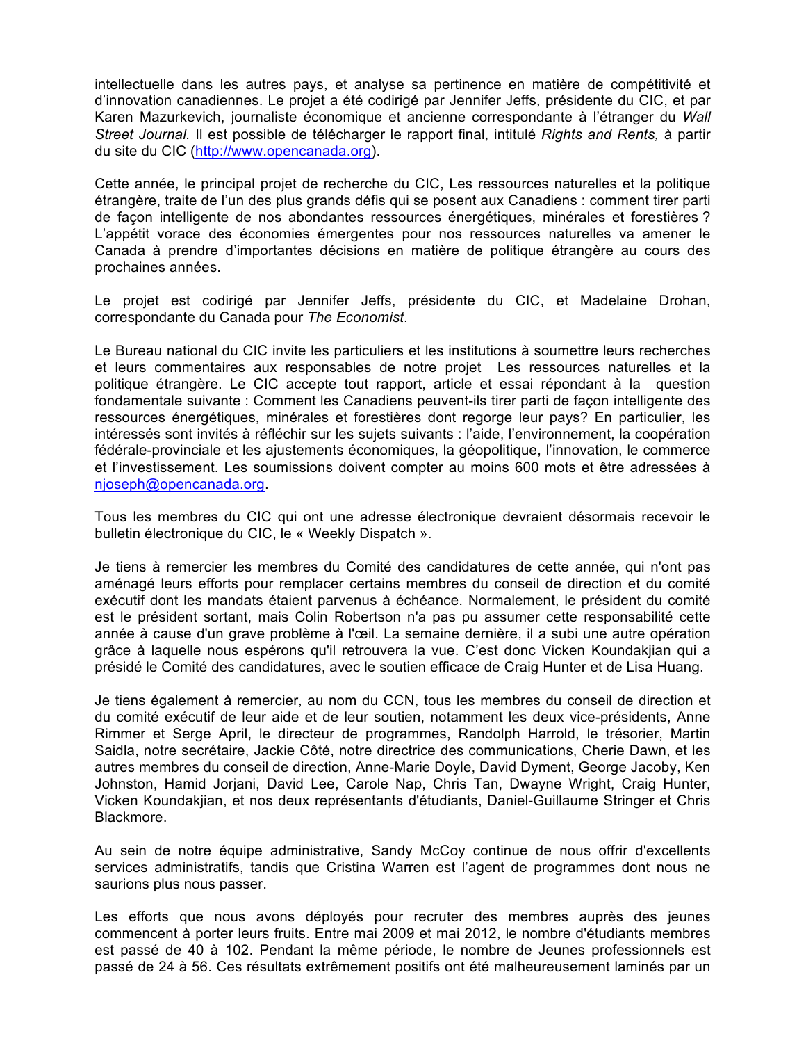intellectuelle dans les autres pays, et analyse sa pertinence en matière de compétitivité et d'innovation canadiennes. Le projet a été codirigé par Jennifer Jeffs, présidente du CIC, et par Karen Mazurkevich, journaliste économique et ancienne correspondante à l'étranger du *Wall Street Journal.* Il est possible de télécharger le rapport final, intitulé *Rights and Rents,* à partir du site du CIC (http://www.opencanada.org).

Cette année, le principal projet de recherche du CIC, Les ressources naturelles et la politique étrangère, traite de l'un des plus grands défis qui se posent aux Canadiens : comment tirer parti de façon intelligente de nos abondantes ressources énergétiques, minérales et forestières ? L'appétit vorace des économies émergentes pour nos ressources naturelles va amener le Canada à prendre d'importantes décisions en matière de politique étrangère au cours des prochaines années.

Le projet est codirigé par Jennifer Jeffs, présidente du CIC, et Madelaine Drohan, correspondante du Canada pour *The Economist*.

Le Bureau national du CIC invite les particuliers et les institutions à soumettre leurs recherches et leurs commentaires aux responsables de notre projet Les ressources naturelles et la politique étrangère. Le CIC accepte tout rapport, article et essai répondant à la question fondamentale suivante : Comment les Canadiens peuvent-ils tirer parti de façon intelligente des ressources énergétiques, minérales et forestières dont regorge leur pays? En particulier, les intéressés sont invités à réfléchir sur les sujets suivants : l'aide, l'environnement, la coopération fédérale-provinciale et les ajustements économiques, la géopolitique, l'innovation, le commerce et l'investissement. Les soumissions doivent compter au moins 600 mots et être adressées à njoseph@opencanada.org.

Tous les membres du CIC qui ont une adresse électronique devraient désormais recevoir le bulletin électronique du CIC, le « Weekly Dispatch ».

Je tiens à remercier les membres du Comité des candidatures de cette année, qui n'ont pas aménagé leurs efforts pour remplacer certains membres du conseil de direction et du comité exécutif dont les mandats étaient parvenus à échéance. Normalement, le président du comité est le président sortant, mais Colin Robertson n'a pas pu assumer cette responsabilité cette année à cause d'un grave problème à l'œil. La semaine dernière, il a subi une autre opération grâce à laquelle nous espérons qu'il retrouvera la vue. C'est donc Vicken Koundakjian qui a présidé le Comité des candidatures, avec le soutien efficace de Craig Hunter et de Lisa Huang.

Je tiens également à remercier, au nom du CCN, tous les membres du conseil de direction et du comité exécutif de leur aide et de leur soutien, notamment les deux vice-présidents, Anne Rimmer et Serge April, le directeur de programmes, Randolph Harrold, le trésorier, Martin Saidla, notre secrétaire, Jackie Côté, notre directrice des communications, Cherie Dawn, et les autres membres du conseil de direction, Anne-Marie Doyle, David Dyment, George Jacoby, Ken Johnston, Hamid Jorjani, David Lee, Carole Nap, Chris Tan, Dwayne Wright, Craig Hunter, Vicken Koundakjian, et nos deux représentants d'étudiants, Daniel-Guillaume Stringer et Chris Blackmore.

Au sein de notre équipe administrative, Sandy McCoy continue de nous offrir d'excellents services administratifs, tandis que Cristina Warren est l'agent de programmes dont nous ne saurions plus nous passer.

Les efforts que nous avons déployés pour recruter des membres auprès des jeunes commencent à porter leurs fruits. Entre mai 2009 et mai 2012, le nombre d'étudiants membres est passé de 40 à 102. Pendant la même période, le nombre de Jeunes professionnels est passé de 24 à 56. Ces résultats extrêmement positifs ont été malheureusement laminés par un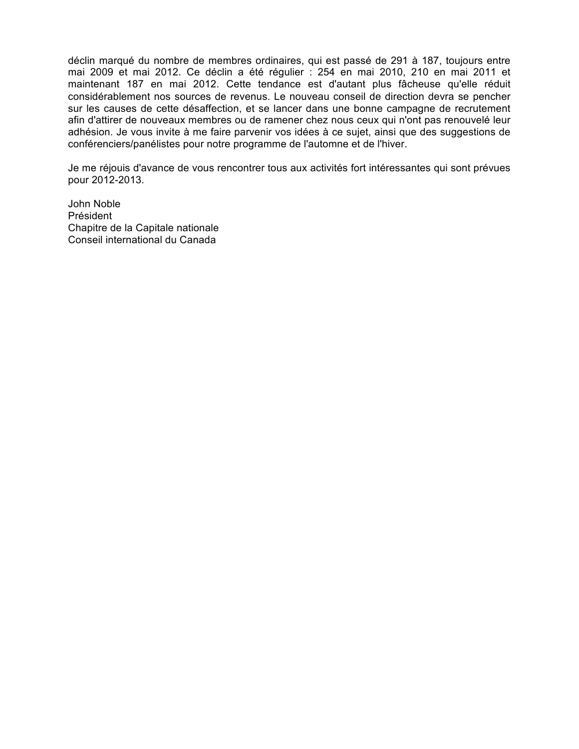déclin marqué du nombre de membres ordinaires, qui est passé de 291 à 187, toujours entre mai 2009 et mai 2012. Ce déclin a été régulier : 254 en mai 2010, 210 en mai 2011 et maintenant 187 en mai 2012. Cette tendance est d'autant plus fâcheuse qu'elle réduit considérablement nos sources de revenus. Le nouveau conseil de direction devra se pencher sur les causes de cette désaffection, et se lancer dans une bonne campagne de recrutement afin d'attirer de nouveaux membres ou de ramener chez nous ceux qui n'ont pas renouvelé leur adhésion. Je vous invite à me faire parvenir vos idées à ce sujet, ainsi que des suggestions de conférenciers/panélistes pour notre programme de l'automne et de l'hiver.

Je me réjouis d'avance de vous rencontrer tous aux activités fort intéressantes qui sont prévues pour 2012-2013.

John Noble  
Président  
Chapitre de la Capitale nationale  
Conseil international du Canada